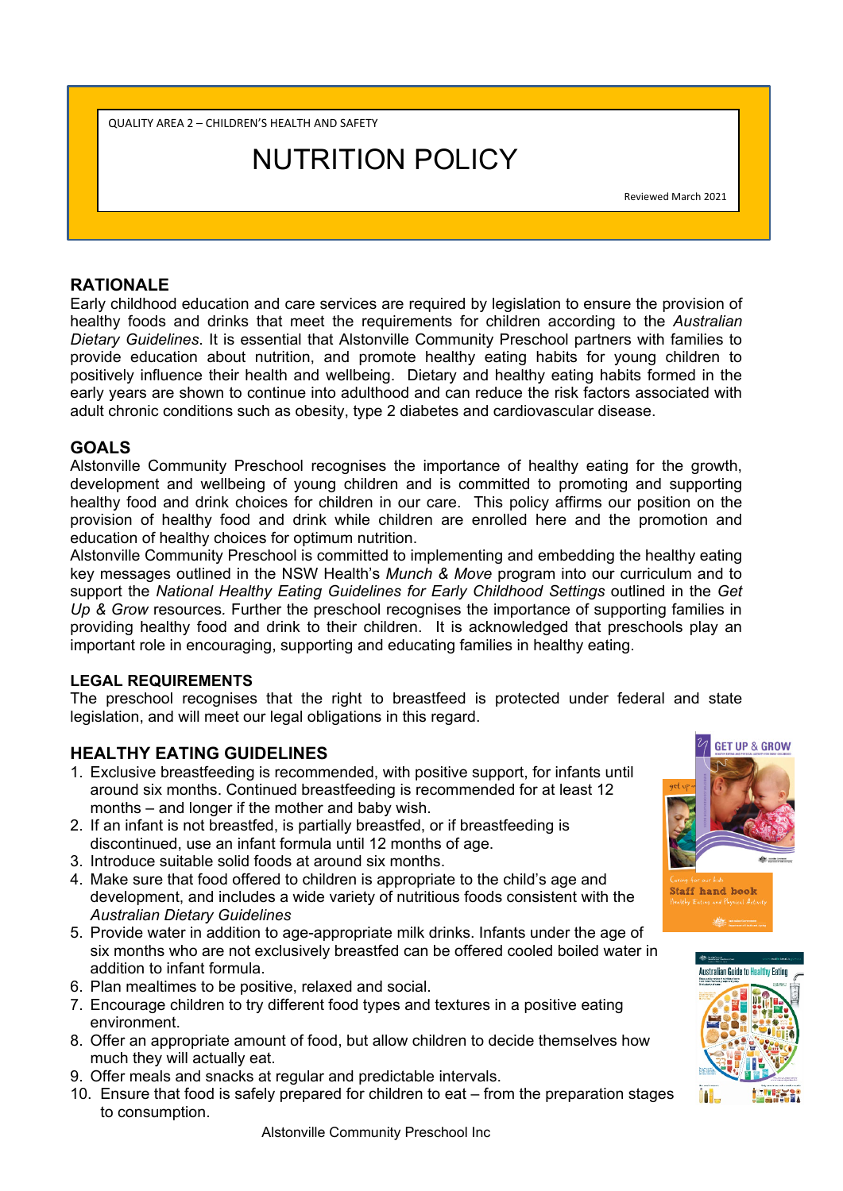QUALITY AREA 2 – CHILDREN'S HEALTH AND SAFETY

# NUTRITION POLICY

Reviewed March 2021

## RATIONALE

Early childhood education and care services are required by legislation to ensure the provision of healthy foods and drinks that meet the requirements for children according to the *Australian Dietary Guidelines.* It is essential that Alstonville Community Preschool partners with families to provide education about nutrition, and promote healthy eating habits for young children to positively influence their health and wellbeing. Dietary and healthy eating habits formed in the early years are shown to continue into adulthood and can reduce the risk factors associated with adult chronic conditions such as obesity, type 2 diabetes and cardiovascular disease.

## GOALS

Alstonville Community Preschool recognises the importance of healthy eating for the growth, development and wellbeing of young children and is committed to promoting and supporting healthy food and drink choices for children in our care. This policy affirms our position on the provision of healthy food and drink while children are enrolled here and the promotion and education of healthy choices for optimum nutrition.

Alstonville Community Preschool is committed to implementing and embedding the healthy eating key messages outlined in the NSW Health's *Munch & Move* program into our curriculum and to support the *National Healthy Eating Guidelines for Early Childhood Settings* outlined in the *Get Up & Grow* resources. Further the preschool recognises the importance of supporting families in providing healthy food and drink to their children. It is acknowledged that preschools play an important role in encouraging, supporting and educating families in healthy eating.

### LEGAL REQUIREMENTS

The preschool recognises that the right to breastfeed is protected under federal and state legislation, and will meet our legal obligations in this regard.

## HEALTHY EATING GUIDELINES

1. Exclusive breastfeeding is recommended, with positive support, for infants until around six months. Continued breastfeeding is recommended for at least 12 months – and longer if the mother and baby wish.
2. If an infant is not breastfed, is partially breastfed, or if breastfeeding is discontinued, use an infant formula until 12 months of age.
3. Introduce suitable solid foods at around six months.
4. Make sure that food offered to children is appropriate to the child's age and development, and includes a wide variety of nutritious foods consistent with the *Australian Dietary Guidelines*
5. Provide water in addition to age-appropriate milk drinks. Infants under the age of six months who are not exclusively breastfed can be offered cooled boiled water in addition to infant formula.
6. Plan mealtimes to be positive, relaxed and social.
7. Encourage children to try different food types and textures in a positive eating environment.
8. Offer an appropriate amount of food, but allow children to decide themselves how much they will actually eat.
9. Offer meals and snacks at regular and predictable intervals.
10. Ensure that food is safely prepared for children to eat – from the preparation stages to consumption.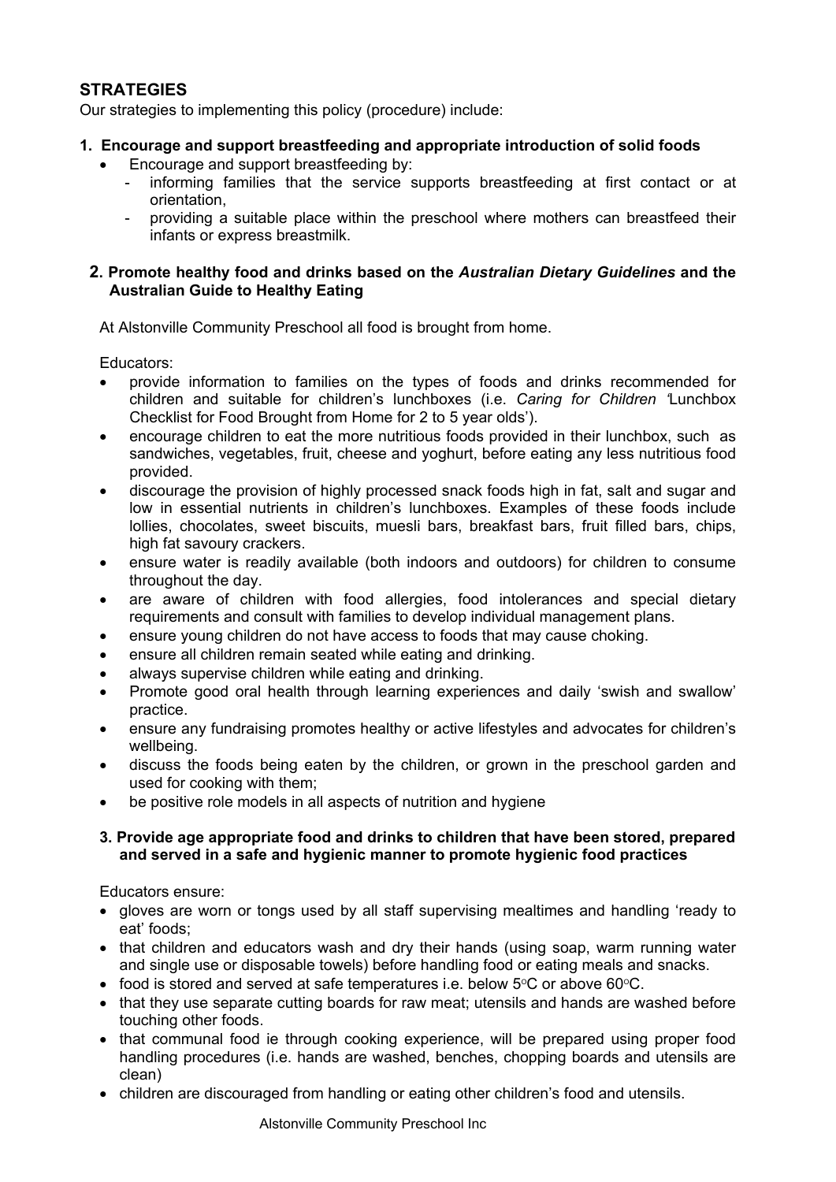## STRATEGIES

Our strategies to implementing this policy (procedure) include:

### 1. Encourage and support breastfeeding and appropriate introduction of solid foods

- Encourage and support breastfeeding by:
  - informing families that the service supports breastfeeding at first contact or at orientation,
  - providing a suitable place within the preschool where mothers can breastfeed their infants or express breastmilk.

### 2. Promote healthy food and drinks based on the *Australian Dietary Guidelines* and the Australian Guide to Healthy Eating

At Alstonville Community Preschool all food is brought from home.

Educators:

- provide information to families on the types of foods and drinks recommended for children and suitable for children's lunchboxes (i.e. *Caring for Children '*Lunchbox Checklist for Food Brought from Home for 2 to 5 year olds').
- encourage children to eat the more nutritious foods provided in their lunchbox, such as sandwiches, vegetables, fruit, cheese and yoghurt, before eating any less nutritious food provided.
- discourage the provision of highly processed snack foods high in fat, salt and sugar and low in essential nutrients in children's lunchboxes. Examples of these foods include lollies, chocolates, sweet biscuits, muesli bars, breakfast bars, fruit filled bars, chips, high fat savoury crackers.
- ensure water is readily available (both indoors and outdoors) for children to consume throughout the day.
- are aware of children with food allergies, food intolerances and special dietary requirements and consult with families to develop individual management plans.
- ensure young children do not have access to foods that may cause choking.
- ensure all children remain seated while eating and drinking.
- always supervise children while eating and drinking.
- Promote good oral health through learning experiences and daily 'swish and swallow' practice.
- ensure any fundraising promotes healthy or active lifestyles and advocates for children's wellbeing.
- discuss the foods being eaten by the children, or grown in the preschool garden and used for cooking with them;
- be positive role models in all aspects of nutrition and hygiene

### 3. Provide age appropriate food and drinks to children that have been stored, prepared and served in a safe and hygienic manner to promote hygienic food practices

Educators ensure:

- gloves are worn or tongs used by all staff supervising mealtimes and handling 'ready to eat' foods;
- that children and educators wash and dry their hands (using soap, warm running water and single use or disposable towels) before handling food or eating meals and snacks.
- food is stored and served at safe temperatures i.e. below 5°C or above 60°C.
- that they use separate cutting boards for raw meat; utensils and hands are washed before touching other foods.
- that communal food ie through cooking experience, will be prepared using proper food handling procedures (i.e. hands are washed, benches, chopping boards and utensils are clean)
- children are discouraged from handling or eating other children's food and utensils.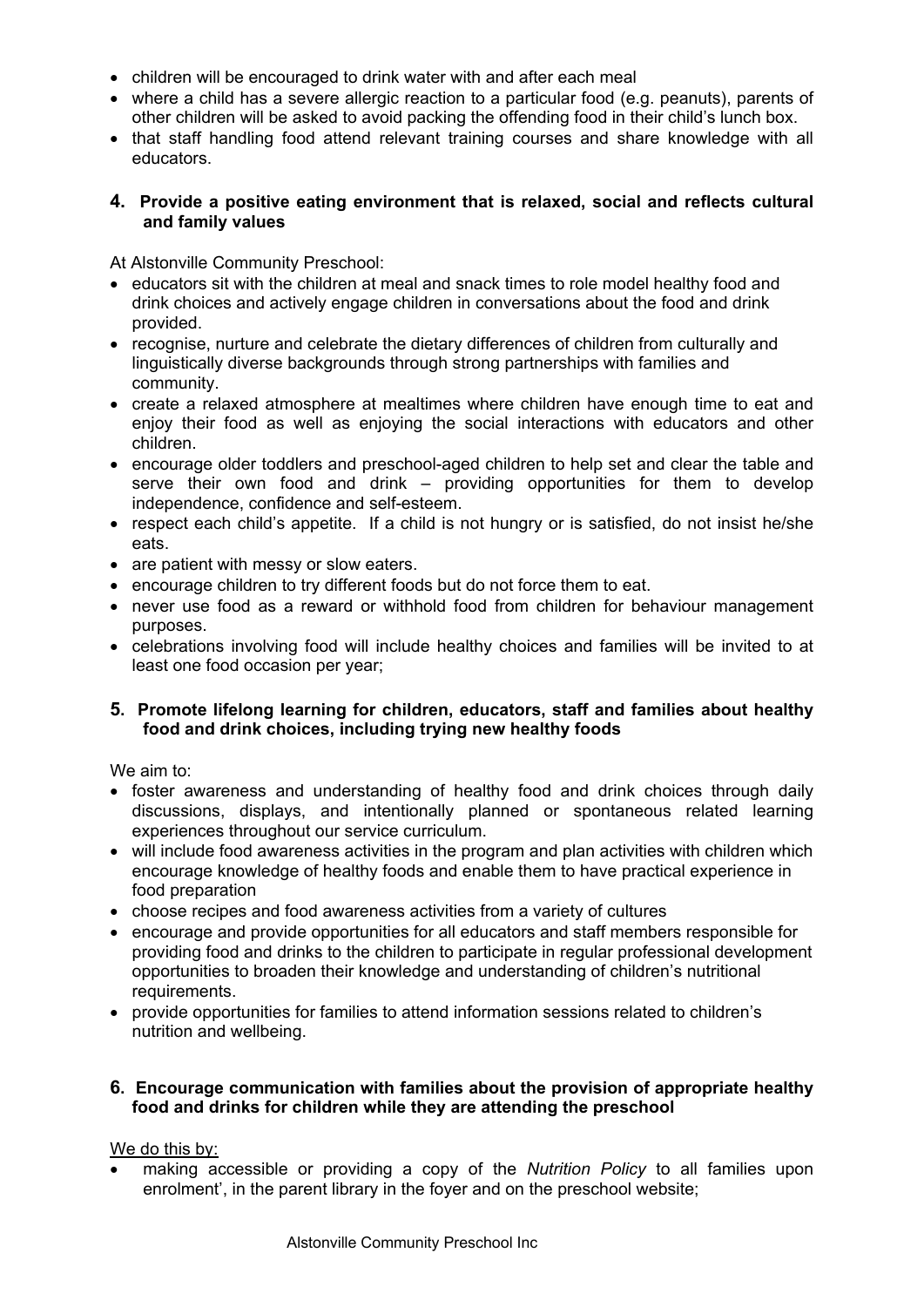- children will be encouraged to drink water with and after each meal
- where a child has a severe allergic reaction to a particular food (e.g. peanuts), parents of other children will be asked to avoid packing the offending food in their child's lunch box.
- that staff handling food attend relevant training courses and share knowledge with all educators.

**4. Provide a positive eating environment that is relaxed, social and reflects cultural and family values**

At Alstonville Community Preschool:

- educators sit with the children at meal and snack times to role model healthy food and drink choices and actively engage children in conversations about the food and drink provided.
- recognise, nurture and celebrate the dietary differences of children from culturally and linguistically diverse backgrounds through strong partnerships with families and community.
- create a relaxed atmosphere at mealtimes where children have enough time to eat and enjoy their food as well as enjoying the social interactions with educators and other children.
- encourage older toddlers and preschool-aged children to help set and clear the table and serve their own food and drink – providing opportunities for them to develop independence, confidence and self-esteem.
- respect each child's appetite. If a child is not hungry or is satisfied, do not insist he/she eats.
- are patient with messy or slow eaters.
- encourage children to try different foods but do not force them to eat.
- never use food as a reward or withhold food from children for behaviour management purposes.
- celebrations involving food will include healthy choices and families will be invited to at least one food occasion per year;

**5. Promote lifelong learning for children, educators, staff and families about healthy food and drink choices, including trying new healthy foods**

We aim to:

- foster awareness and understanding of healthy food and drink choices through daily discussions, displays, and intentionally planned or spontaneous related learning experiences throughout our service curriculum.
- will include food awareness activities in the program and plan activities with children which encourage knowledge of healthy foods and enable them to have practical experience in food preparation
- choose recipes and food awareness activities from a variety of cultures
- encourage and provide opportunities for all educators and staff members responsible for providing food and drinks to the children to participate in regular professional development opportunities to broaden their knowledge and understanding of children's nutritional requirements.
- provide opportunities for families to attend information sessions related to children's nutrition and wellbeing.

**6. Encourage communication with families about the provision of appropriate healthy food and drinks for children while they are attending the preschool**

<u>We do this by:</u>

- making accessible or providing a copy of the *Nutrition Policy* to all families upon enrolment', in the parent library in the foyer and on the preschool website;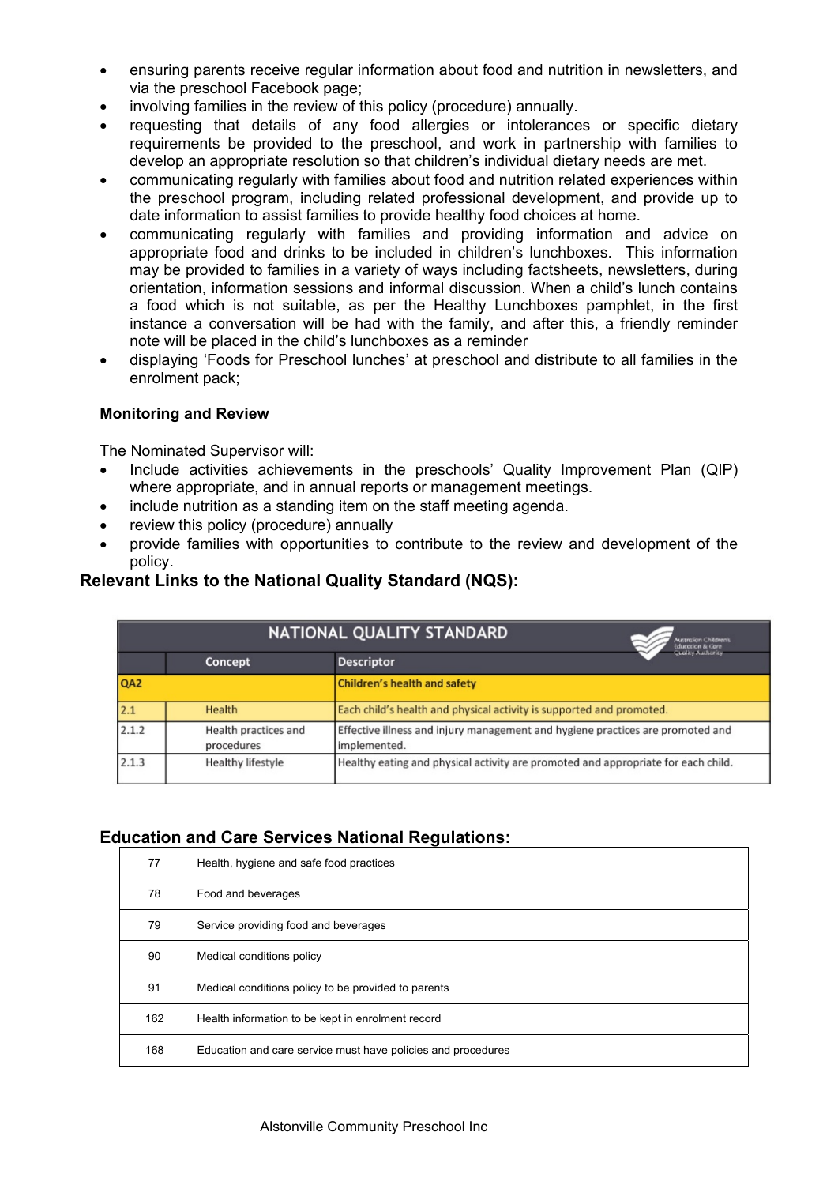- ensuring parents receive regular information about food and nutrition in newsletters, and via the preschool Facebook page;
- involving families in the review of this policy (procedure) annually.
- requesting that details of any food allergies or intolerances or specific dietary requirements be provided to the preschool, and work in partnership with families to develop an appropriate resolution so that children's individual dietary needs are met.
- communicating regularly with families about food and nutrition related experiences within the preschool program, including related professional development, and provide up to date information to assist families to provide healthy food choices at home.
- communicating regularly with families and providing information and advice on appropriate food and drinks to be included in children's lunchboxes. This information may be provided to families in a variety of ways including factsheets, newsletters, during orientation, information sessions and informal discussion. When a child's lunch contains a food which is not suitable, as per the Healthy Lunchboxes pamphlet, in the first instance a conversation will be had with the family, and after this, a friendly reminder note will be placed in the child's lunchboxes as a reminder
- displaying 'Foods for Preschool lunches' at preschool and distribute to all families in the enrolment pack;

**Monitoring and Review**

The Nominated Supervisor will:

- Include activities achievements in the preschools' Quality Improvement Plan (QIP) where appropriate, and in annual reports or management meetings.
- include nutrition as a standing item on the staff meeting agenda.
- review this policy (procedure) annually
- provide families with opportunities to contribute to the review and development of the policy.

## Relevant Links to the National Quality Standard (NQS):

| NATIONAL QUALITY STANDARD | | |
|---|---|---|
| | **Concept** | **Descriptor** |
| **QA2** | | **Children's health and safety** |
| 2.1 | Health | Each child's health and physical activity is supported and promoted. |
| 2.1.2 | Health practices and procedures | Effective illness and injury management and hygiene practices are promoted and implemented. |
| 2.1.3 | Healthy lifestyle | Healthy eating and physical activity are promoted and appropriate for each child. |

## Education and Care Services National Regulations:

| | |
|---|---|
| 77 | Health, hygiene and safe food practices |
| 78 | Food and beverages |
| 79 | Service providing food and beverages |
| 90 | Medical conditions policy |
| 91 | Medical conditions policy to be provided to parents |
| 162 | Health information to be kept in enrolment record |
| 168 | Education and care service must have policies and procedures |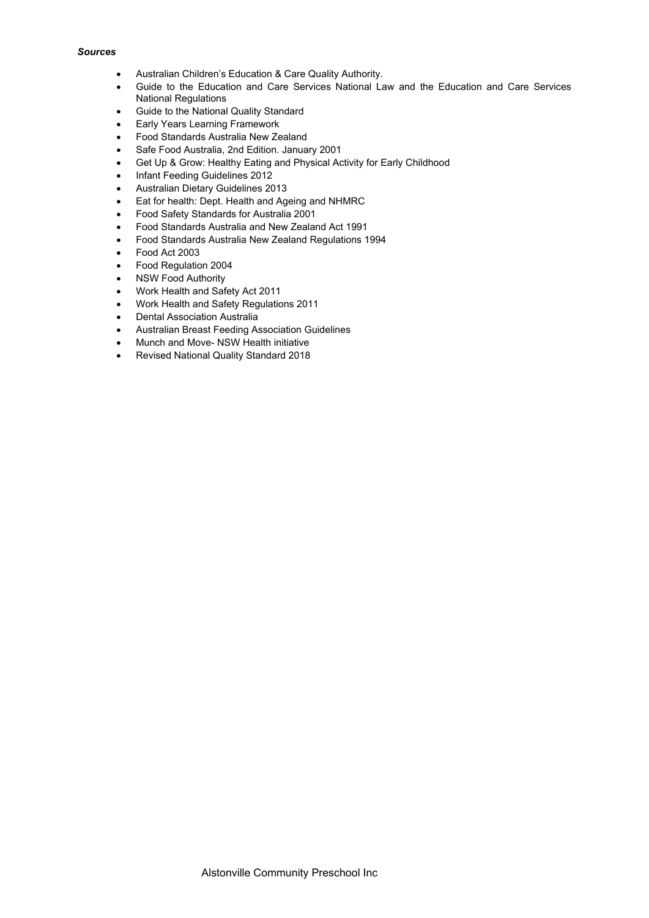***Sources***

- Australian Children's Education & Care Quality Authority.
- Guide to the Education and Care Services National Law and the Education and Care Services National Regulations
- Guide to the National Quality Standard
- Early Years Learning Framework
- Food Standards Australia New Zealand
- Safe Food Australia, 2nd Edition. January 2001
- Get Up & Grow: Healthy Eating and Physical Activity for Early Childhood
- Infant Feeding Guidelines 2012
- Australian Dietary Guidelines 2013
- Eat for health: Dept. Health and Ageing and NHMRC
- Food Safety Standards for Australia 2001
- Food Standards Australia and New Zealand Act 1991
- Food Standards Australia New Zealand Regulations 1994
- Food Act 2003
- Food Regulation 2004
- NSW Food Authority
- Work Health and Safety Act 2011
- Work Health and Safety Regulations 2011
- Dental Association Australia
- Australian Breast Feeding Association Guidelines
- Munch and Move- NSW Health initiative
- Revised National Quality Standard 2018